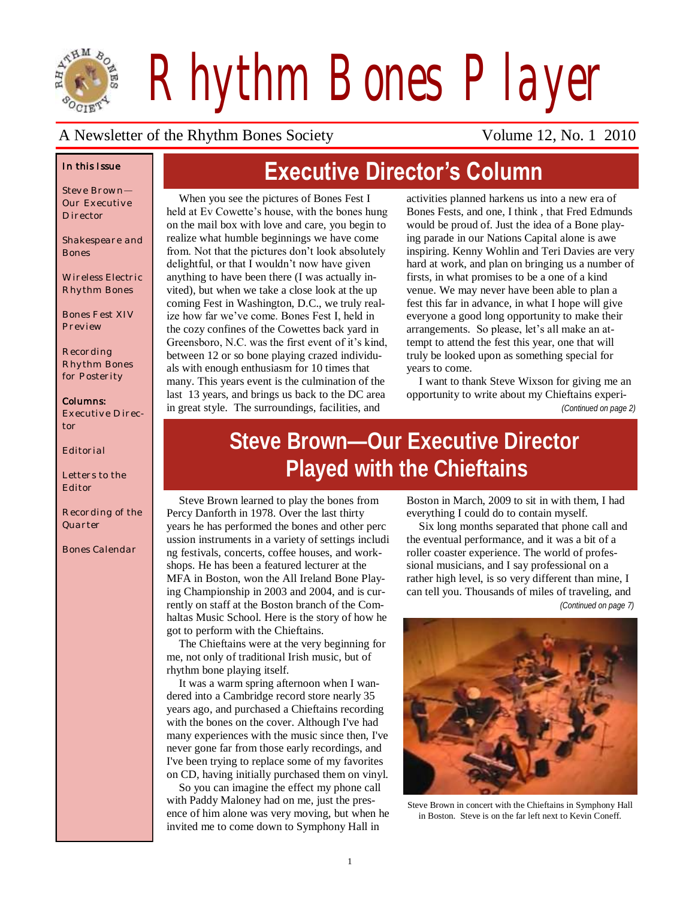# Rhythm Bones Player

A Newsletter of the Rhythm Bones Society — Volume 12, No. 1 2010

**In this Issue**

Steve Brown—Our Executive Director

Shakespeare and Bones

Wireless Electric Rhythm Bones

Bones Fest XIV Preview

Recording Rhythm Bones for Posterity

**Columns:**

Executive Director

Editorial

Letters to the Editor

Recording of the Quarter

Bones Calendar

## Executive Director's Column

When you see the pictures of Bones Fest I held at Ev Cowette's house, with the bones hung on the mail box with love and care, you begin to realize what humble beginnings we have come from. Not that the pictures don't look absolutely delightful, or that I wouldn't now have given anything to have been there (I was actually invited), but when we take a close look at the up coming Fest in Washington, D.C., we truly realize how far we've come. Bones Fest I, held in the cozy confines of the Cowettes back yard in Greensboro, N.C. was the first event of it's kind, between 12 or so bone playing crazed individuals with enough enthusiasm for 10 times that many. This years event is the culmination of the last 13 years, and brings us back to the DC area in great style. The surroundings, facilities, and activities planned harkens us into a new era of Bones Fests, and one, I think , that Fred Edmunds would be proud of. Just the idea of a Bone playing parade in our Nations Capital alone is awe inspiring. Kenny Wohlin and Teri Davies are very hard at work, and plan on bringing us a number of firsts, in what promises to be a one of a kind venue. We may never have been able to plan a fest this far in advance, in what I hope will give everyone a good long opportunity to make their arrangements. So please, let's all make an attempt to attend the fest this year, one that will truly be looked upon as something special for years to come.

I want to thank Steve Wixson for giving me an opportunity to write about my Chieftains experi-

*(Continued on page 2)*

## Steve Brown—Our Executive Director Played with the Chieftains

Steve Brown learned to play the bones from Percy Danforth in 1978. Over the last thirty years he has performed the bones and other percussion instruments in a variety of settings including festivals, concerts, coffee houses, and workshops. He has been a featured lecturer at the MFA in Boston, won the All Ireland Bone Playing Championship in 2003 and 2004, and is currently on staff at the Boston branch of the Comhaltas Music School. Here is the story of how he got to perform with the Chieftains.

The Chieftains were at the very beginning for me, not only of traditional Irish music, but of rhythm bone playing itself.

It was a warm spring afternoon when I wandered into a Cambridge record store nearly 35 years ago, and purchased a Chieftains recording with the bones on the cover. Although I've had many experiences with the music since then, I've never gone far from those early recordings, and I've been trying to replace some of my favorites on CD, having initially purchased them on vinyl.

So you can imagine the effect my phone call with Paddy Maloney had on me, just the presence of him alone was very moving, but when he invited me to come down to Symphony Hall in Boston in March, 2009 to sit in with them, I had everything I could do to contain myself.

Six long months separated that phone call and the eventual performance, and it was a bit of a roller coaster experience. The world of professional musicians, and I say professional on a rather high level, is so very different than mine, I can tell you. Thousands of miles of traveling, and

*(Continued on page 7)*

Steve Brown in concert with the Chieftains in Symphony Hall in Boston. Steve is on the far left next to Kevin Coneff.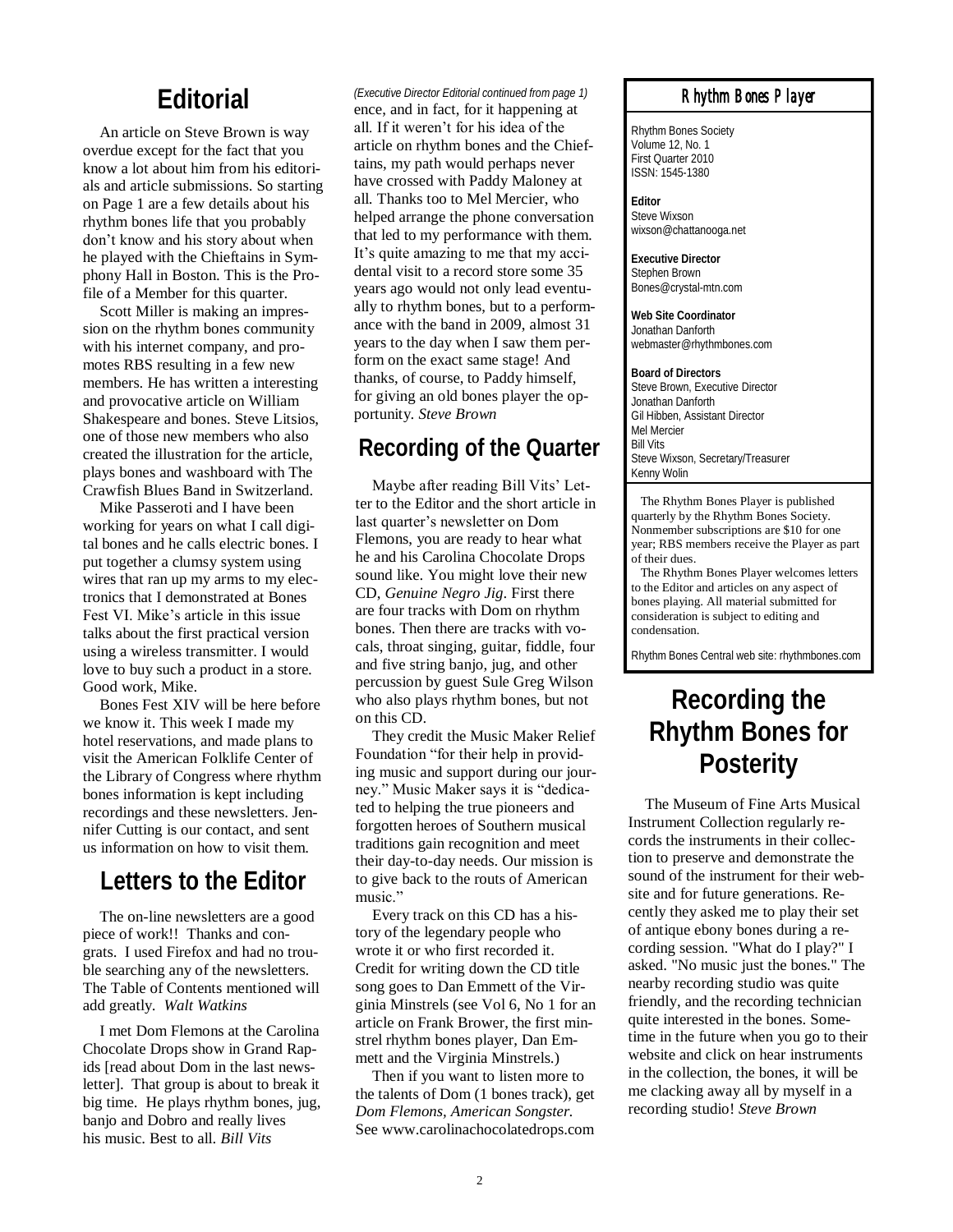## Editorial

An article on Steve Brown is way overdue except for the fact that you know a lot about him from his editorials and article submissions. So starting on Page 1 are a few details about his rhythm bones life that you probably don't know and his story about when he played with the Chieftains in Symphony Hall in Boston. This is the Profile of a Member for this quarter.

Scott Miller is making an impression on the rhythm bones community with his internet company, and promotes RBS resulting in a few new members. He has written a interesting and provocative article on William Shakespeare and bones. Steve Litsios, one of those new members who also created the illustration for the article, plays bones and washboard with The Crawfish Blues Band in Switzerland.

Mike Passeroti and I have been working for years on what I call digital bones and he calls electric bones. I put together a clumsy system using wires that ran up my arms to my electronics that I demonstrated at Bones Fest VI. Mike's article in this issue talks about the first practical version using a wireless transmitter. I would love to buy such a product in a store. Good work, Mike.

Bones Fest XIV will be here before we know it. This week I made my hotel reservations, and made plans to visit the American Folklife Center of the Library of Congress where rhythm bones information is kept including recordings and these newsletters. Jennifer Cutting is our contact, and sent us information on how to visit them.

## Letters to the Editor

The on-line newsletters are a good piece of work!! Thanks and congrats. I used Firefox and had no trouble searching any of the newsletters. The Table of Contents mentioned will add greatly. *Walt Watkins*

I met Dom Flemons at the Carolina Chocolate Drops show in Grand Rapids [read about Dom in the last newsletter]. That group is about to break it big time. He plays rhythm bones, jug, banjo and Dobro and really lives his music. Best to all. *Bill Vits*

*(Executive Director Editorial continued from page 1)*

ence, and in fact, for it happening at all. If it weren't for his idea of the article on rhythm bones and the Chieftains, my path would perhaps never have crossed with Paddy Maloney at all. Thanks too to Mel Mercier, who helped arrange the phone conversation that led to my performance with them. It's quite amazing to me that my accidental visit to a record store some 35 years ago would not only lead eventually to rhythm bones, but to a performance with the band in 2009, almost 31 years to the day when I saw them perform on the exact same stage! And thanks, of course, to Paddy himself, for giving an old bones player the opportunity. *Steve Brown*

## Recording of the Quarter

Maybe after reading Bill Vits' Letter to the Editor and the short article in last quarter's newsletter on Dom Flemons, you are ready to hear what he and his Carolina Chocolate Drops sound like. You might love their new CD, *Genuine Negro Jig*. First there are four tracks with Dom on rhythm bones. Then there are tracks with vocals, throat singing, guitar, fiddle, four and five string banjo, jug, and other percussion by guest Sule Greg Wilson who also plays rhythm bones, but not on this CD.

They credit the Music Maker Relief Foundation "for their help in providing music and support during our journey." Music Maker says it is "dedicated to helping the true pioneers and forgotten heroes of Southern musical traditions gain recognition and meet their day-to-day needs. Our mission is to give back to the routs of American music."

Every track on this CD has a history of the legendary people who wrote it or who first recorded it. Credit for writing down the CD title song goes to Dan Emmett of the Virginia Minstrels (see Vol 6, No 1 for an article on Frank Brower, the first minstrel rhythm bones player, Dan Emmett and the Virginia Minstrels.)

Then if you want to listen more to the talents of Dom (1 bones track), get *Dom Flemons, American Songster.* See www.carolinachocolatedrops.com

### Rhythm Bones Player

Rhythm Bones Society
Volume 12, No. 1
First Quarter 2010
ISSN: 1545-1380

**Editor**
Steve Wixson
wixson@chattanooga.net

**Executive Director**
Stephen Brown
Bones@crystal-mtn.com

**Web Site Coordinator**
Jonathan Danforth
webmaster@rhythmbones.com

**Board of Directors**
Steve Brown, Executive Director
Jonathan Danforth
Gil Hibben, Assistant Director
Mel Mercier
Bill Vits
Steve Wixson, Secretary/Treasurer
Kenny Wolin

The Rhythm Bones Player is published quarterly by the Rhythm Bones Society. Nonmember subscriptions are $10 for one year; RBS members receive the Player as part of their dues.

The Rhythm Bones Player welcomes letters to the Editor and articles on any aspect of bones playing. All material submitted for consideration is subject to editing and condensation.

Rhythm Bones Central web site: rhythmbones.com

## Recording the Rhythm Bones for Posterity

The Museum of Fine Arts Musical Instrument Collection regularly records the instruments in their collection to preserve and demonstrate the sound of the instrument for their website and for future generations. Recently they asked me to play their set of antique ebony bones during a recording session. "What do I play?" I asked. "No music just the bones." The nearby recording studio was quite friendly, and the recording technician quite interested in the bones. Sometime in the future when you go to their website and click on hear instruments in the collection, the bones, it will be me clacking away all by myself in a recording studio! *Steve Brown*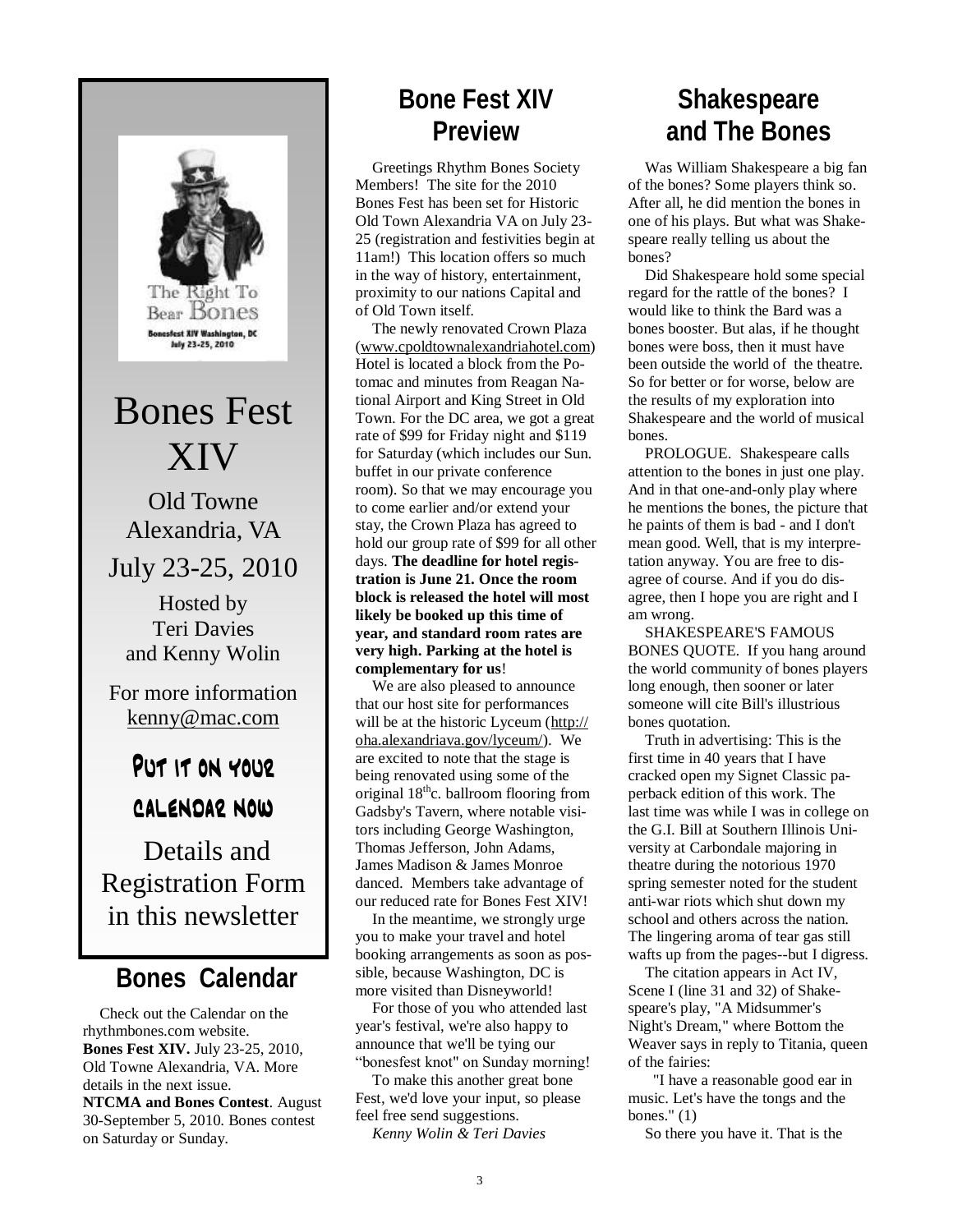The Right To Bear Bones

Bonesfest XIV Washington, DC July 23-25, 2010

# Bones Fest XIV

Old Towne Alexandria, VA

July 23-25, 2010

Hosted by Teri Davies and Kenny Wolin

For more information kenny@mac.com

**Put it on your calendar now**

Details and Registration Form in this newsletter

## Bones Calendar

Check out the Calendar on the rhythmbones.com website.

**Bones Fest XIV.** July 23-25, 2010, Old Towne Alexandria, VA. More details in the next issue.

**NTCMA and Bones Contest**. August 30-September 5, 2010. Bones contest on Saturday or Sunday.

## Bone Fest XIV Preview

Greetings Rhythm Bones Society Members! The site for the 2010 Bones Fest has been set for Historic Old Town Alexandria VA on July 23-25 (registration and festivities begin at 11am!) This location offers so much in the way of history, entertainment, proximity to our nations Capital and of Old Town itself.

The newly renovated Crown Plaza (www.cpoldtownalexandriahotel.com) Hotel is located a block from the Potomac and minutes from Reagan National Airport and King Street in Old Town. For the DC area, we got a great rate of $99 for Friday night and $119 for Saturday (which includes our Sun. buffet in our private conference room). So that we may encourage you to come earlier and/or extend your stay, the Crown Plaza has agreed to hold our group rate of $99 for all other days. **The deadline for hotel registration is June 21. Once the room block is released the hotel will most likely be booked up this time of year, and standard room rates are very high. Parking at the hotel is complementary for us**!

We are also pleased to announce that our host site for performances will be at the historic Lyceum (http://oha.alexandriava.gov/lyceum/). We are excited to note that the stage is being renovated using some of the original 18thc. ballroom flooring from Gadsby's Tavern, where notable visitors including George Washington, Thomas Jefferson, John Adams, James Madison & James Monroe danced. Members take advantage of our reduced rate for Bones Fest XIV!

In the meantime, we strongly urge you to make your travel and hotel booking arrangements as soon as possible, because Washington, DC is more visited than Disneyworld!

For those of you who attended last year's festival, we're also happy to announce that we'll be tying our "bonesfest knot" on Sunday morning!

To make this another great bone Fest, we'd love your input, so please feel free send suggestions.

*Kenny Wolin & Teri Davies*

## Shakespeare and The Bones

Was William Shakespeare a big fan of the bones? Some players think so. After all, he did mention the bones in one of his plays. But what was Shakespeare really telling us about the bones?

Did Shakespeare hold some special regard for the rattle of the bones? I would like to think the Bard was a bones booster. But alas, if he thought bones were boss, then it must have been outside the world of the theatre. So for better or for worse, below are the results of my exploration into Shakespeare and the world of musical bones.

PROLOGUE. Shakespeare calls attention to the bones in just one play. And in that one-and-only play where he mentions the bones, the picture that he paints of them is bad - and I don't mean good. Well, that is my interpretation anyway. You are free to disagree of course. And if you do disagree, then I hope you are right and I am wrong.

SHAKESPEARE'S FAMOUS BONES QUOTE. If you hang around the world community of bones players long enough, then sooner or later someone will cite Bill's illustrious bones quotation.

Truth in advertising: This is the first time in 40 years that I have cracked open my Signet Classic paperback edition of this work. The last time was while I was in college on the G.I. Bill at Southern Illinois University at Carbondale majoring in theatre during the notorious 1970 spring semester noted for the student anti-war riots which shut down my school and others across the nation. The lingering aroma of tear gas still wafts up from the pages--but I digress.

The citation appears in Act IV, Scene I (line 31 and 32) of Shakespeare's play, "A Midsummer's Night's Dream," where Bottom the Weaver says in reply to Titania, queen of the fairies:

"I have a reasonable good ear in music. Let's have the tongs and the bones." (1)

So there you have it. That is the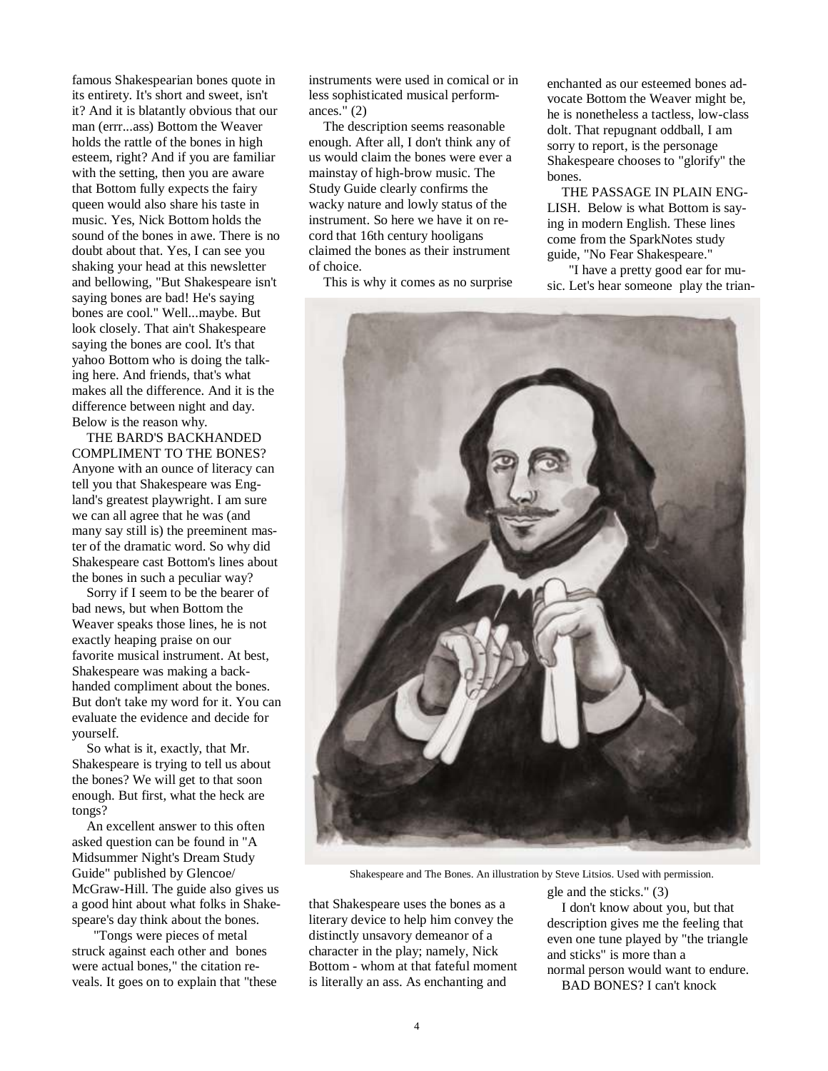famous Shakespearian bones quote in its entirety. It's short and sweet, isn't it? And it is blatantly obvious that our man (errr...ass) Bottom the Weaver holds the rattle of the bones in high esteem, right? And if you are familiar with the setting, then you are aware that Bottom fully expects the fairy queen would also share his taste in music. Yes, Nick Bottom holds the sound of the bones in awe. There is no doubt about that. Yes, I can see you shaking your head at this newsletter and bellowing, "But Shakespeare isn't saying bones are bad! He's saying bones are cool." Well...maybe. But look closely. That ain't Shakespeare saying the bones are cool. It's that yahoo Bottom who is doing the talking here. And friends, that's what makes all the difference. And it is the difference between night and day. Below is the reason why.

THE BARD'S BACKHANDED COMPLIMENT TO THE BONES? Anyone with an ounce of literacy can tell you that Shakespeare was England's greatest playwright. I am sure we can all agree that he was (and many say still is) the preeminent master of the dramatic word. So why did Shakespeare cast Bottom's lines about the bones in such a peculiar way?

Sorry if I seem to be the bearer of bad news, but when Bottom the Weaver speaks those lines, he is not exactly heaping praise on our favorite musical instrument. At best, Shakespeare was making a backhanded compliment about the bones. But don't take my word for it. You can evaluate the evidence and decide for yourself.

So what is it, exactly, that Mr. Shakespeare is trying to tell us about the bones? We will get to that soon enough. But first, what the heck are tongs?

An excellent answer to this often asked question can be found in "A Midsummer Night's Dream Study Guide" published by Glencoe/McGraw-Hill. The guide also gives us a good hint about what folks in Shakespeare's day think about the bones.

"Tongs were pieces of metal struck against each other and bones were actual bones," the citation reveals. It goes on to explain that "these instruments were used in comical or in less sophisticated musical performances." (2)

The description seems reasonable enough. After all, I don't think any of us would claim the bones were ever a mainstay of high-brow music. The Study Guide clearly confirms the wacky nature and lowly status of the instrument. So here we have it on record that 16th century hooligans claimed the bones as their instrument of choice.

This is why it comes as no surprise that Shakespeare uses the bones as a literary device to help him convey the distinctly unsavory demeanor of a character in the play; namely, Nick Bottom - whom at that fateful moment is literally an ass. As enchanting and enchanted as our esteemed bones advocate Bottom the Weaver might be, he is nonetheless a tactless, low-class dolt. That repugnant oddball, I am sorry to report, is the personage Shakespeare chooses to "glorify" the bones.

THE PASSAGE IN PLAIN ENGLISH. Below is what Bottom is saying in modern English. These lines come from the SparkNotes study guide, "No Fear Shakespeare."

"I have a pretty good ear for music. Let's hear someone play the triangle and the sticks." (3)

Shakespeare and The Bones. An illustration by Steve Litsios. Used with permission.

I don't know about you, but that description gives me the feeling that even one tune played by "the triangle and sticks" is more than a normal person would want to endure.

BAD BONES? I can't knock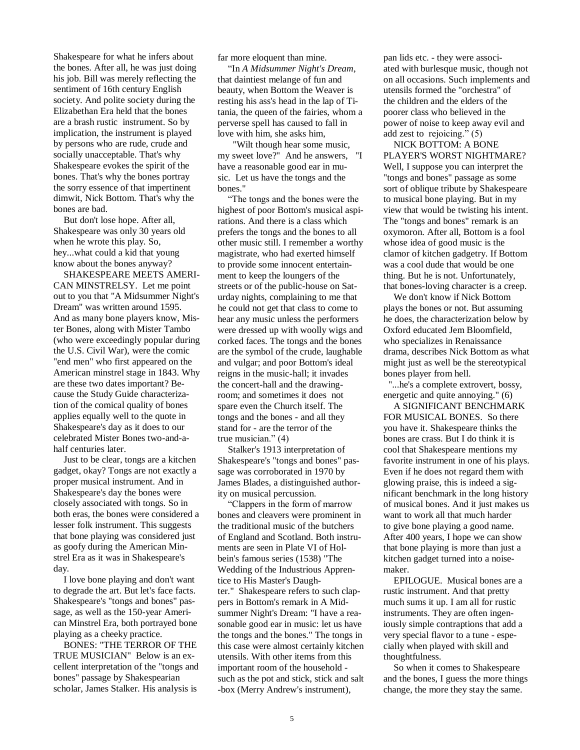Shakespeare for what he infers about the bones. After all, he was just doing his job. Bill was merely reflecting the sentiment of 16th century English society. And polite society during the Elizabethan Era held that the bones are a brash rustic instrument. So by implication, the instrument is played by persons who are rude, crude and socially unacceptable. That's why Shakespeare evokes the spirit of the bones. That's why the bones portray the sorry essence of that impertinent dimwit, Nick Bottom. That's why the bones are bad.

But don't lose hope. After all, Shakespeare was only 30 years old when he wrote this play. So, hey...what could a kid that young know about the bones anyway?

SHAKESPEARE MEETS AMERICAN MINSTRELSY. Let me point out to you that "A Midsummer Night's Dream" was written around 1595. And as many bone players know, Mister Bones, along with Mister Tambo (who were exceedingly popular during the U.S. Civil War), were the comic "end men" who first appeared on the American minstrel stage in 1843. Why are these two dates important? Because the Study Guide characterization of the comical quality of bones applies equally well to the quote in Shakespeare's day as it does to our celebrated Mister Bones two-and-a-half centuries later.

Just to be clear, tongs are a kitchen gadget, okay? Tongs are not exactly a proper musical instrument. And in Shakespeare's day the bones were closely associated with tongs. So in both eras, the bones were considered a lesser folk instrument. This suggests that bone playing was considered just as goofy during the American Minstrel Era as it was in Shakespeare's day.

I love bone playing and don't want to degrade the art. But let's face facts. Shakespeare's "tongs and bones" passage, as well as the 150-year American Minstrel Era, both portrayed bone playing as a cheeky practice.

BONES: "THE TERROR OF THE TRUE MUSICIAN" Below is an excellent interpretation of the "tongs and bones" passage by Shakespearian scholar, James Stalker. His analysis is far more eloquent than mine.

"In *A Midsummer Night's Dream*, that daintiest melange of fun and beauty, when Bottom the Weaver is resting his ass's head in the lap of Titania, the queen of the fairies, whom a perverse spell has caused to fall in love with him, she asks him,

"Wilt though hear some music, my sweet love?" And he answers, "I have a reasonable good ear in music. Let us have the tongs and the bones."

"The tongs and the bones were the highest of poor Bottom's musical aspirations. And there is a class which prefers the tongs and the bones to all other music still. I remember a worthy magistrate, who had exerted himself to provide some innocent entertainment to keep the loungers of the streets or of the public-house on Saturday nights, complaining to me that he could not get that class to come to hear any music unless the performers were dressed up with woolly wigs and corked faces. The tongs and the bones are the symbol of the crude, laughable and vulgar; and poor Bottom's ideal reigns in the music-hall; it invades the concert-hall and the drawing-room; and sometimes it does not spare even the Church itself. The tongs and the bones - and all they stand for - are the terror of the true musician." (4)

Stalker's 1913 interpretation of Shakespeare's "tongs and bones" passage was corroborated in 1970 by James Blades, a distinguished authority on musical percussion.

"Clappers in the form of marrow bones and cleavers were prominent in the traditional music of the butchers of England and Scotland. Both instruments are seen in Plate VI of Holbein's famous series (1538) "The Wedding of the Industrious Apprentice to His Master's Daughter." Shakespeare refers to such clappers in Bottom's remark in A Midsummer Night's Dream: "I have a reasonable good ear in music: let us have the tongs and the bones." The tongs in this case were almost certainly kitchen utensils. With other items from this important room of the household - such as the pot and stick, stick and salt -box (Merry Andrew's instrument), pan lids etc. - they were associated with burlesque music, though not on all occasions. Such implements and utensils formed the "orchestra" of the children and the elders of the poorer class who believed in the power of noise to keep away evil and add zest to rejoicing." (5)

NICK BOTTOM: A BONE PLAYER'S WORST NIGHTMARE? Well, I suppose you can interpret the "tongs and bones" passage as some sort of oblique tribute by Shakespeare to musical bone playing. But in my view that would be twisting his intent. The "tongs and bones" remark is an oxymoron. After all, Bottom is a fool whose idea of good music is the clamor of kitchen gadgetry. If Bottom was a cool dude that would be one thing. But he is not. Unfortunately, that bones-loving character is a creep.

We don't know if Nick Bottom plays the bones or not. But assuming he does, the characterization below by Oxford educated Jem Bloomfield, who specializes in Renaissance drama, describes Nick Bottom as what might just as well be the stereotypical bones player from hell.

"...he's a complete extrovert, bossy, energetic and quite annoying." (6)

A SIGNIFICANT BENCHMARK FOR MUSICAL BONES. So there you have it. Shakespeare thinks the bones are crass. But I do think it is cool that Shakespeare mentions my favorite instrument in one of his plays. Even if he does not regard them with glowing praise, this is indeed a significant benchmark in the long history of musical bones. And it just makes us want to work all that much harder to give bone playing a good name. After 400 years, I hope we can show that bone playing is more than just a kitchen gadget turned into a noise-maker.

EPILOGUE. Musical bones are a rustic instrument. And that pretty much sums it up. I am all for rustic instruments. They are often ingeniously simple contraptions that add a very special flavor to a tune - especially when played with skill and thoughtfulness.

So when it comes to Shakespeare and the bones, I guess the more things change, the more they stay the same.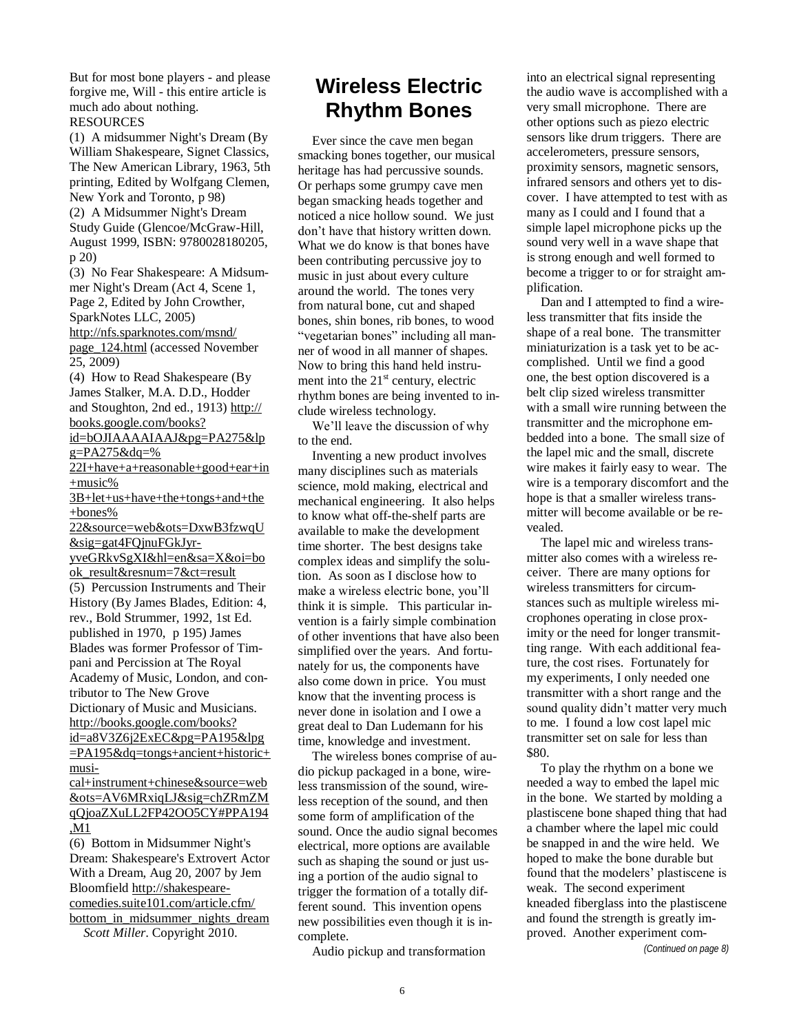But for most bone players - and please forgive me, Will - this entire article is much ado about nothing.

RESOURCES

(1) A midsummer Night's Dream (By William Shakespeare, Signet Classics, The New American Library, 1963, 5th printing, Edited by Wolfgang Clemen, New York and Toronto, p 98)

(2) A Midsummer Night's Dream Study Guide (Glencoe/McGraw-Hill, August 1999, ISBN: 9780028180205, p 20)

(3) No Fear Shakespeare: A Midsummer Night's Dream (Act 4, Scene 1, Page 2, Edited by John Crowther, SparkNotes LLC, 2005) http://nfs.sparknotes.com/msnd/page_124.html (accessed November 25, 2009)

(4) How to Read Shakespeare (By James Stalker, M.A. D.D., Hodder and Stoughton, 2nd ed., 1913) http://books.google.com/books?id=bOJIAAAAIAAJ&pg=PA275&lpg=PA275&dq=%22I+have+a+reasonable+good+ear+in+music%3B+let+us+have+the+tongs+and+the+bones%22&source=web&ots=DxwB3fzwqU&sig=gat4FQjnuFGkJyr-yveGRkvSgXI&hl=en&sa=X&oi=book_result&resnum=7&ct=result

(5) Percussion Instruments and Their History (By James Blades, Edition: 4, rev., Bold Strummer, 1992, 1st Ed. published in 1970, p 195) James Blades was former Professor of Timpani and Percission at The Royal Academy of Music, London, and contributor to The New Grove Dictionary of Music and Musicians. http://books.google.com/books?id=a8V3Z6j2ExEC&pg=PA195&lpg=PA195&dq=tongs+ancient+historic+musical+instrument+chinese&source=web&ots=AV6MRxiqLJ&sig=chZRmZMqQjoaZXuLL2FP42OO5CY#PPA194,M1

(6) Bottom in Midsummer Night's Dream: Shakespeare's Extrovert Actor With a Dream, Aug 20, 2007 by Jem Bloomfield http://shakespeare-comedies.suite101.com/article.cfm/bottom_in_midsummer_nights_dream

*Scott Miller*. Copyright 2010.

# Wireless Electric Rhythm Bones

Ever since the cave men began smacking bones together, our musical heritage has had percussive sounds. Or perhaps some grumpy cave men began smacking heads together and noticed a nice hollow sound. We just don't have that history written down. What we do know is that bones have been contributing percussive joy to music in just about every culture around the world. The tones very from natural bone, cut and shaped bones, shin bones, rib bones, to wood "vegetarian bones" including all manner of wood in all manner of shapes. Now to bring this hand held instrument into the 21st century, electric rhythm bones are being invented to include wireless technology.

We'll leave the discussion of why to the end.

Inventing a new product involves many disciplines such as materials science, mold making, electrical and mechanical engineering. It also helps to know what off-the-shelf parts are available to make the development time shorter. The best designs take complex ideas and simplify the solution. As soon as I disclose how to make a wireless electric bone, you'll think it is simple. This particular invention is a fairly simple combination of other inventions that have also been simplified over the years. And fortunately for us, the components have also come down in price. You must know that the inventing process is never done in isolation and I owe a great deal to Dan Ludemann for his time, knowledge and investment.

The wireless bones comprise of audio pickup packaged in a bone, wireless transmission of the sound, wireless reception of the sound, and then some form of amplification of the sound. Once the audio signal becomes electrical, more options are available such as shaping the sound or just using a portion of the audio signal to trigger the formation of a totally different sound. This invention opens new possibilities even though it is incomplete.

Audio pickup and transformation into an electrical signal representing the audio wave is accomplished with a very small microphone. There are other options such as piezo electric sensors like drum triggers. There are accelerometers, pressure sensors, proximity sensors, magnetic sensors, infrared sensors and others yet to discover. I have attempted to test with as many as I could and I found that a simple lapel microphone picks up the sound very well in a wave shape that is strong enough and well formed to become a trigger to or for straight amplification.

Dan and I attempted to find a wireless transmitter that fits inside the shape of a real bone. The transmitter miniaturization is a task yet to be accomplished. Until we find a good one, the best option discovered is a belt clip sized wireless transmitter with a small wire running between the transmitter and the microphone embedded into a bone. The small size of the lapel mic and the small, discrete wire makes it fairly easy to wear. The wire is a temporary discomfort and the hope is that a smaller wireless transmitter will become available or be revealed.

The lapel mic and wireless transmitter also comes with a wireless receiver. There are many options for wireless transmitters for circumstances such as multiple wireless microphones operating in close proximity or the need for longer transmitting range. With each additional feature, the cost rises. Fortunately for my experiments, I only needed one transmitter with a short range and the sound quality didn't matter very much to me. I found a low cost lapel mic transmitter set on sale for less than $80.

To play the rhythm on a bone we needed a way to embed the lapel mic in the bone. We started by molding a plastiscene bone shaped thing that had a chamber where the lapel mic could be snapped in and the wire held. We hoped to make the bone durable but found that the modelers' plastiscene is weak. The second experiment kneaded fiberglass into the plastiscene and found the strength is greatly improved. Another experiment com-

*(Continued on page 8)*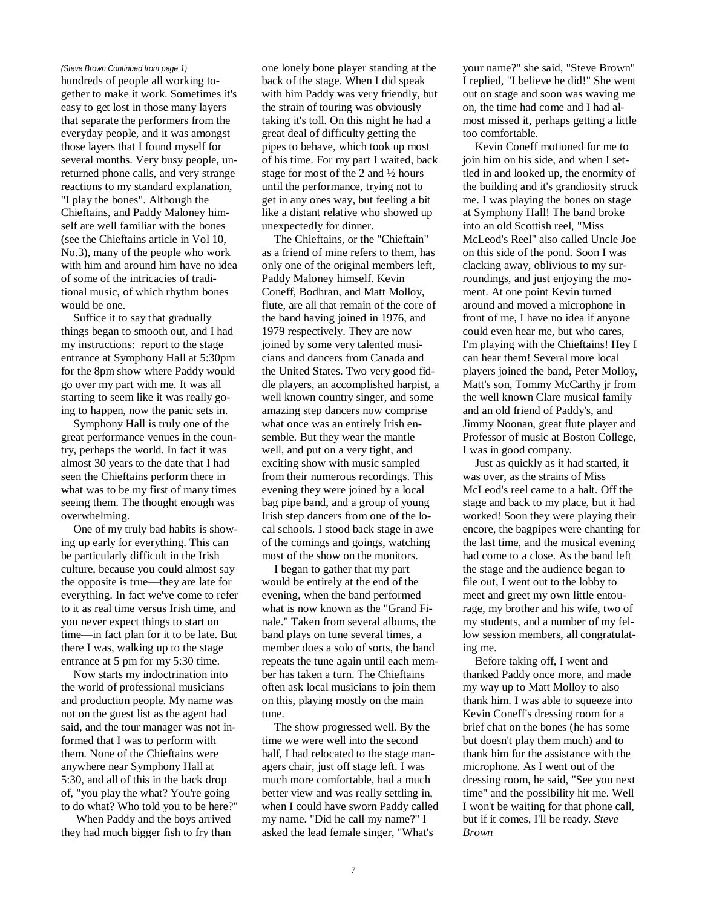*(Steve Brown Continued from page 1)*
hundreds of people all working together to make it work. Sometimes it's easy to get lost in those many layers that separate the performers from the everyday people, and it was amongst those layers that I found myself for several months. Very busy people, unreturned phone calls, and very strange reactions to my standard explanation, "I play the bones". Although the Chieftains, and Paddy Maloney himself are well familiar with the bones (see the Chieftains article in Vol 10, No.3), many of the people who work with him and around him have no idea of some of the intricacies of traditional music, of which rhythm bones would be one.

Suffice it to say that gradually things began to smooth out, and I had my instructions: report to the stage entrance at Symphony Hall at 5:30pm for the 8pm show where Paddy would go over my part with me. It was all starting to seem like it was really going to happen, now the panic sets in.

Symphony Hall is truly one of the great performance venues in the country, perhaps the world. In fact it was almost 30 years to the date that I had seen the Chieftains perform there in what was to be my first of many times seeing them. The thought enough was overwhelming.

One of my truly bad habits is showing up early for everything. This can be particularly difficult in the Irish culture, because you could almost say the opposite is true—they are late for everything. In fact we've come to refer to it as real time versus Irish time, and you never expect things to start on time—in fact plan for it to be late. But there I was, walking up to the stage entrance at 5 pm for my 5:30 time.

Now starts my indoctrination into the world of professional musicians and production people. My name was not on the guest list as the agent had said, and the tour manager was not informed that I was to perform with them. None of the Chieftains were anywhere near Symphony Hall at 5:30, and all of this in the back drop of, "you play the what? You're going to do what? Who told you to be here?"

When Paddy and the boys arrived they had much bigger fish to fry than one lonely bone player standing at the back of the stage. When I did speak with him Paddy was very friendly, but the strain of touring was obviously taking it's toll. On this night he had a great deal of difficulty getting the pipes to behave, which took up most of his time. For my part I waited, back stage for most of the 2 and ½ hours until the performance, trying not to get in any ones way, but feeling a bit like a distant relative who showed up unexpectedly for dinner.

The Chieftains, or the "Chieftain" as a friend of mine refers to them, has only one of the original members left, Paddy Maloney himself. Kevin Coneff, Bodhran, and Matt Molloy, flute, are all that remain of the core of the band having joined in 1976, and 1979 respectively. They are now joined by some very talented musicians and dancers from Canada and the United States. Two very good fiddle players, an accomplished harpist, a well known country singer, and some amazing step dancers now comprise what once was an entirely Irish ensemble. But they wear the mantle well, and put on a very tight, and exciting show with music sampled from their numerous recordings. This evening they were joined by a local bag pipe band, and a group of young Irish step dancers from one of the local schools. I stood back stage in awe of the comings and goings, watching most of the show on the monitors.

I began to gather that my part would be entirely at the end of the evening, when the band performed what is now known as the "Grand Finale." Taken from several albums, the band plays on tune several times, a member does a solo of sorts, the band repeats the tune again until each member has taken a turn. The Chieftains often ask local musicians to join them on this, playing mostly on the main tune.

The show progressed well. By the time we were well into the second half, I had relocated to the stage managers chair, just off stage left. I was much more comfortable, had a much better view and was really settling in, when I could have sworn Paddy called my name. "Did he call my name?" I asked the lead female singer, "What's your name?" she said, "Steve Brown" I replied, "I believe he did!" She went out on stage and soon was waving me on, the time had come and I had almost missed it, perhaps getting a little too comfortable.

Kevin Coneff motioned for me to join him on his side, and when I settled in and looked up, the enormity of the building and it's grandiosity struck me. I was playing the bones on stage at Symphony Hall! The band broke into an old Scottish reel, "Miss McLeod's Reel" also called Uncle Joe on this side of the pond. Soon I was clacking away, oblivious to my surroundings, and just enjoying the moment. At one point Kevin turned around and moved a microphone in front of me, I have no idea if anyone could even hear me, but who cares, I'm playing with the Chieftains! Hey I can hear them! Several more local players joined the band, Peter Molloy, Matt's son, Tommy McCarthy jr from the well known Clare musical family and an old friend of Paddy's, and Jimmy Noonan, great flute player and Professor of music at Boston College, I was in good company.

Just as quickly as it had started, it was over, as the strains of Miss McLeod's reel came to a halt. Off the stage and back to my place, but it had worked! Soon they were playing their encore, the bagpipes were chanting for the last time, and the musical evening had come to a close. As the band left the stage and the audience began to file out, I went out to the lobby to meet and greet my own little entourage, my brother and his wife, two of my students, and a number of my fellow session members, all congratulating me.

Before taking off, I went and thanked Paddy once more, and made my way up to Matt Molloy to also thank him. I was able to squeeze into Kevin Coneff's dressing room for a brief chat on the bones (he has some but doesn't play them much) and to thank him for the assistance with the microphone. As I went out of the dressing room, he said, "See you next time" and the possibility hit me. Well I won't be waiting for that phone call, but if it comes, I'll be ready. *Steve Brown*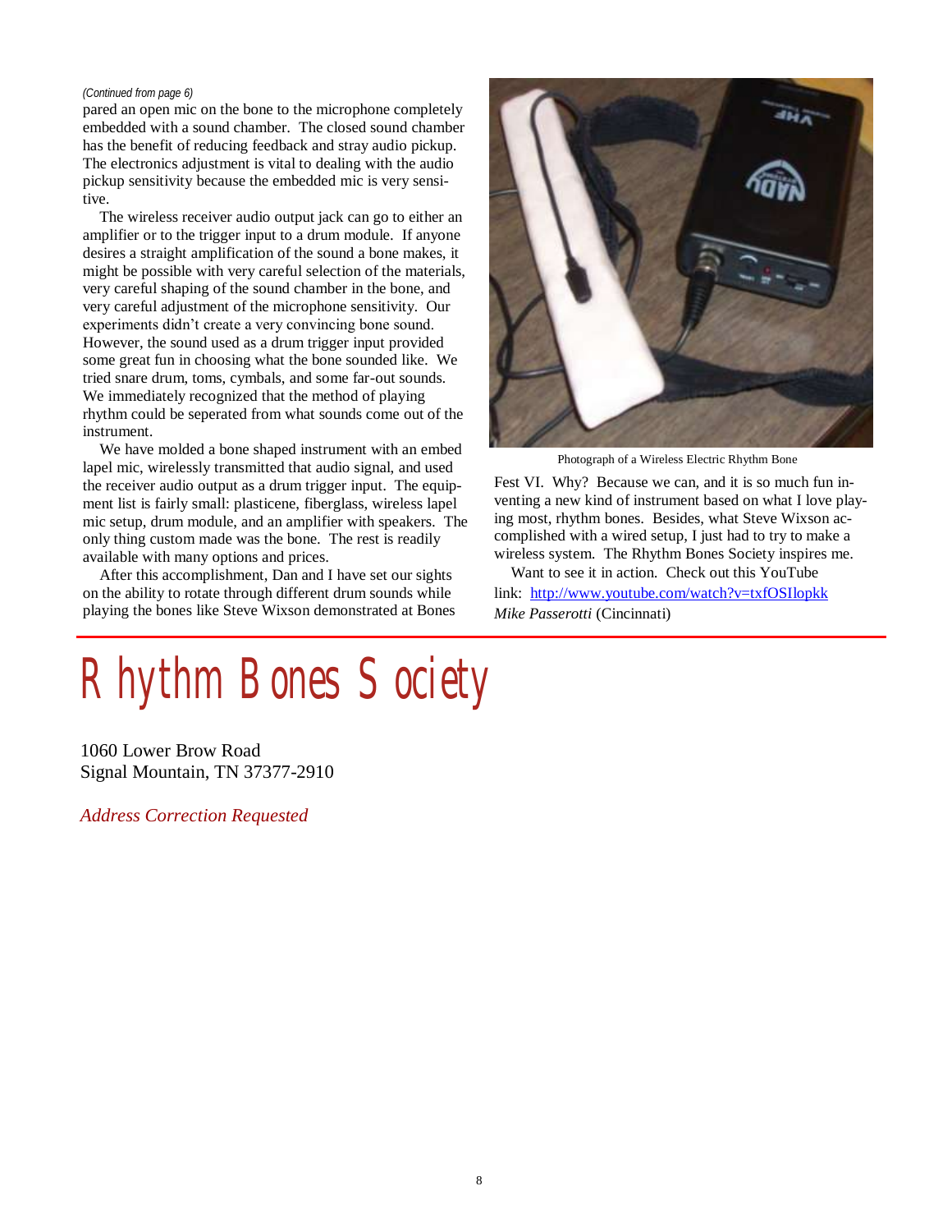*(Continued from page 6)*

pared an open mic on the bone to the microphone completely embedded with a sound chamber. The closed sound chamber has the benefit of reducing feedback and stray audio pickup. The electronics adjustment is vital to dealing with the audio pickup sensitivity because the embedded mic is very sensitive.

The wireless receiver audio output jack can go to either an amplifier or to the trigger input to a drum module. If anyone desires a straight amplification of the sound a bone makes, it might be possible with very careful selection of the materials, very careful shaping of the sound chamber in the bone, and very careful adjustment of the microphone sensitivity. Our experiments didn't create a very convincing bone sound. However, the sound used as a drum trigger input provided some great fun in choosing what the bone sounded like. We tried snare drum, toms, cymbals, and some far-out sounds. We immediately recognized that the method of playing rhythm could be seperated from what sounds come out of the instrument.

We have molded a bone shaped instrument with an embed lapel mic, wirelessly transmitted that audio signal, and used the receiver audio output as a drum trigger input. The equipment list is fairly small: plasticene, fiberglass, wireless lapel mic setup, drum module, and an amplifier with speakers. The only thing custom made was the bone. The rest is readily available with many options and prices.

After this accomplishment, Dan and I have set our sights on the ability to rotate through different drum sounds while playing the bones like Steve Wixson demonstrated at Bones Fest VI. Why? Because we can, and it is so much fun inventing a new kind of instrument based on what I love playing most, rhythm bones. Besides, what Steve Wixson accomplished with a wired setup, I just had to try to make a wireless system. The Rhythm Bones Society inspires me.

Photograph of a Wireless Electric Rhythm Bone

Want to see it in action. Check out this YouTube link: [http://www.youtube.com/watch?v=txfOSIlopkk](http://www.youtube.com/watch?v=txfOSIlopkk)

*Mike Passerotti* (Cincinnati)

# Rhythm Bones Society

1060 Lower Brow Road
Signal Mountain, TN 37377-2910

*Address Correction Requested*